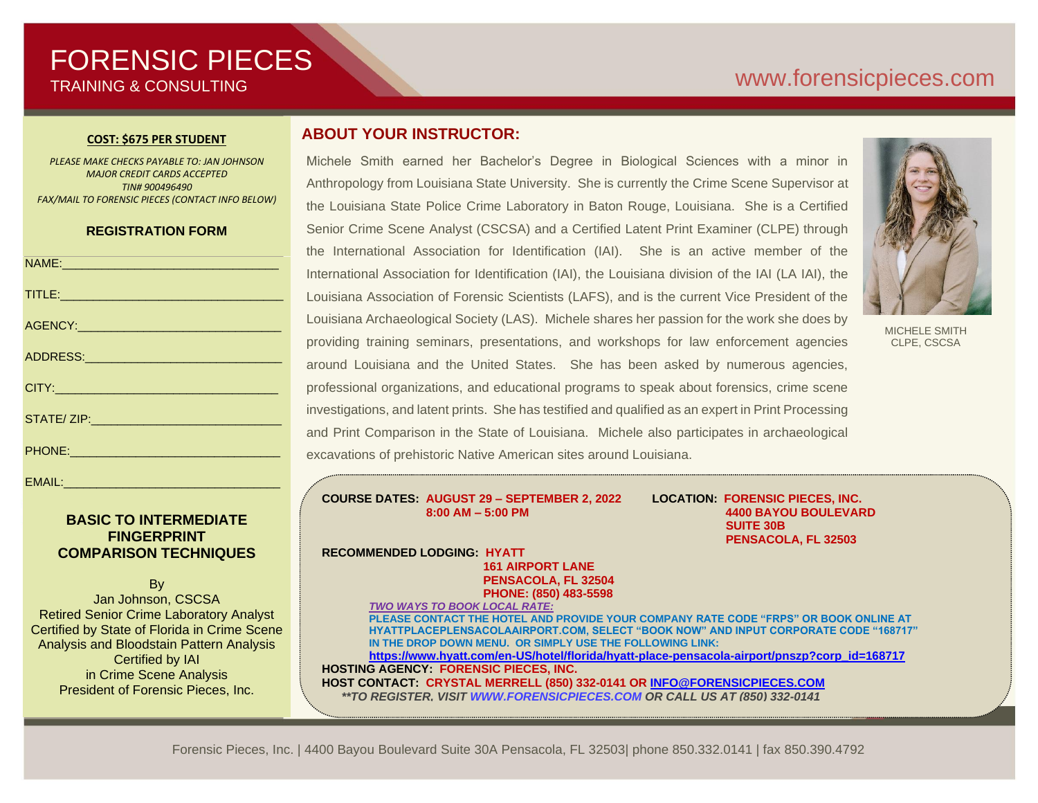# FORENSIC PIECES
TRAINING & CONSULTING

www.forensicpieces.com

**COST: $675 PER STUDENT**

*PLEASE MAKE CHECKS PAYABLE TO: JAN JOHNSON*
*MAJOR CREDIT CARDS ACCEPTED*
*TIN# 900496490*
*FAX/MAIL TO FORENSIC PIECES (CONTACT INFO BELOW)*

**REGISTRATION FORM**

NAME:_______________________________

TITLE:_______________________________

AGENCY:_____________________________

ADDRESS:____________________________

CITY:_______________________________

STATE/ ZIP:__________________________

PHONE:______________________________

EMAIL:______________________________

## BASIC TO INTERMEDIATE FINGERPRINT COMPARISON TECHNIQUES

By
Jan Johnson, CSCSA
Retired Senior Crime Laboratory Analyst
Certified by State of Florida in Crime Scene Analysis and Bloodstain Pattern Analysis
Certified by IAI in Crime Scene Analysis
President of Forensic Pieces, Inc.

## ABOUT YOUR INSTRUCTOR:

Michele Smith earned her Bachelor's Degree in Biological Sciences with a minor in Anthropology from Louisiana State University. She is currently the Crime Scene Supervisor at the Louisiana State Police Crime Laboratory in Baton Rouge, Louisiana. She is a Certified Senior Crime Scene Analyst (CSCSA) and a Certified Latent Print Examiner (CLPE) through the International Association for Identification (IAI). She is an active member of the International Association for Identification (IAI), the Louisiana division of the IAI (LA IAI), the Louisiana Association of Forensic Scientists (LAFS), and is the current Vice President of the Louisiana Archaeological Society (LAS). Michele shares her passion for the work she does by providing training seminars, presentations, and workshops for law enforcement agencies around Louisiana and the United States. She has been asked by numerous agencies, professional organizations, and educational programs to speak about forensics, crime scene investigations, and latent prints. She has testified and qualified as an expert in Print Processing and Print Comparison in the State of Louisiana. Michele also participates in archaeological excavations of prehistoric Native American sites around Louisiana.

MICHELE SMITH
CLPE, CSCSA

**COURSE DATES:** **AUGUST 29 – SEPTEMBER 2, 2022**
**8:00 AM – 5:00 PM**

**LOCATION:** **FORENSIC PIECES, INC.**
**4400 BAYOU BOULEVARD**
**SUITE 30B**
**PENSACOLA, FL 32503**

**RECOMMENDED LODGING:** **HYATT**
**161 AIRPORT LANE**
**PENSACOLA, FL 32504**
**PHONE: (850) 483-5598**

***TWO WAYS TO BOOK LOCAL RATE:***
**PLEASE CONTACT THE HOTEL AND PROVIDE YOUR COMPANY RATE CODE "FRPS" OR BOOK ONLINE AT HYATTPLACEPENSACOLAAIRPORT.COM, SELECT "BOOK NOW" AND INPUT CORPORATE CODE "168717" IN THE DROP DOWN MENU. OR SIMPLY USE THE FOLLOWING LINK:**
**https://www.hyatt.com/en-US/hotel/florida/hyatt-place-pensacola-airport/pnszp?corp_id=168717**

**HOSTING AGENCY:** **FORENSIC PIECES, INC.**
**HOST CONTACT:** **CRYSTAL MERRELL (850) 332-0141 OR INFO@FORENSICPIECES.COM**
***\*\*TO REGISTER, VISIT WWW.FORENSICPIECES.COM OR CALL US AT (850) 332-0141***

Forensic Pieces, Inc. | 4400 Bayou Boulevard Suite 30A Pensacola, FL 32503| phone 850.332.0141 | fax 850.390.4792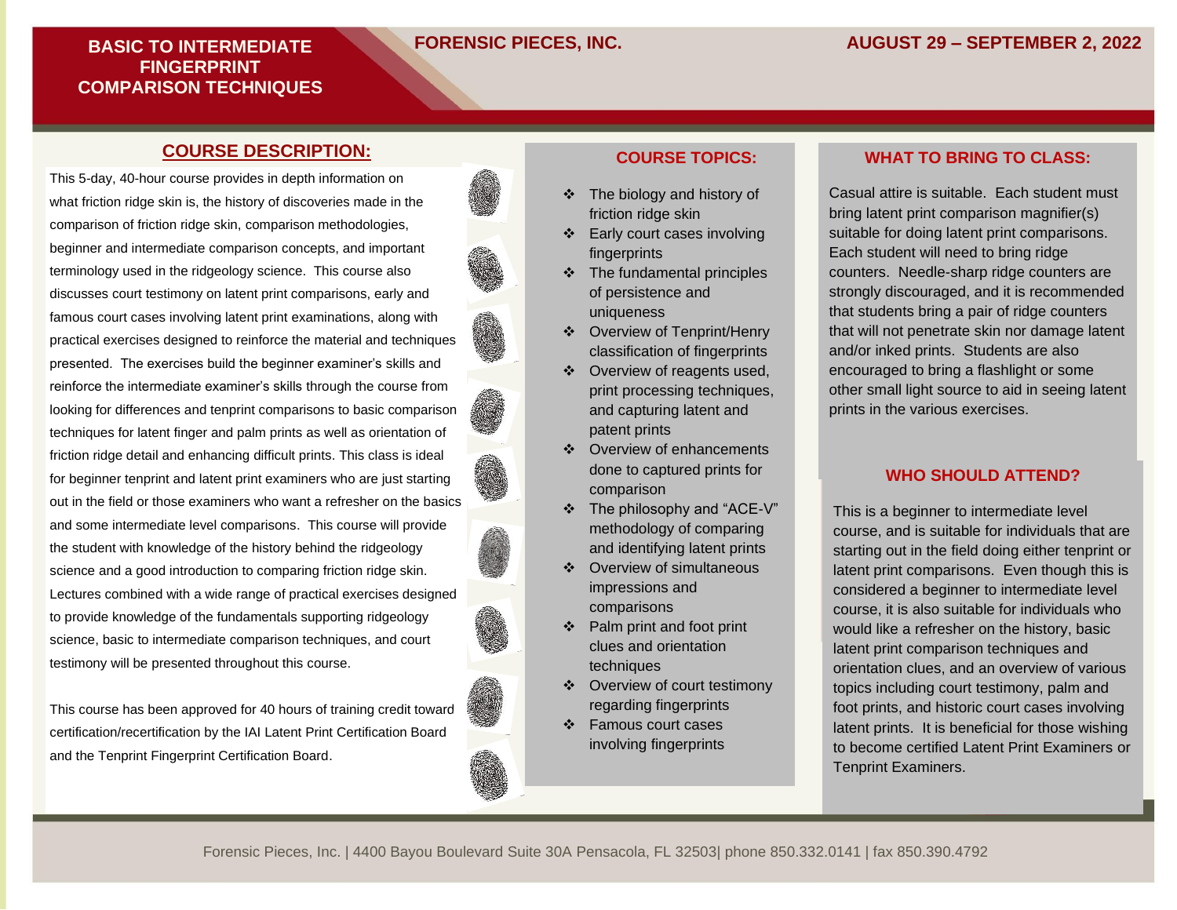**BASIC TO INTERMEDIATE FINGERPRINT COMPARISON TECHNIQUES**

**FORENSIC PIECES, INC.**

**AUGUST 29 – SEPTEMBER 2, 2022**

## COURSE DESCRIPTION:

This 5-day, 40-hour course provides in depth information on what friction ridge skin is, the history of discoveries made in the comparison of friction ridge skin, comparison methodologies, beginner and intermediate comparison concepts, and important terminology used in the ridgeology science. This course also discusses court testimony on latent print comparisons, early and famous court cases involving latent print examinations, along with practical exercises designed to reinforce the material and techniques presented. The exercises build the beginner examiner's skills and reinforce the intermediate examiner's skills through the course from looking for differences and tenprint comparisons to basic comparison techniques for latent finger and palm prints as well as orientation of friction ridge detail and enhancing difficult prints. This class is ideal for beginner tenprint and latent print examiners who are just starting out in the field or those examiners who want a refresher on the basics and some intermediate level comparisons. This course will provide the student with knowledge of the history behind the ridgeology science and a good introduction to comparing friction ridge skin. Lectures combined with a wide range of practical exercises designed to provide knowledge of the fundamentals supporting ridgeology science, basic to intermediate comparison techniques, and court testimony will be presented throughout this course.

This course has been approved for 40 hours of training credit toward certification/recertification by the IAI Latent Print Certification Board and the Tenprint Fingerprint Certification Board.

## COURSE TOPICS:

- The biology and history of friction ridge skin
- Early court cases involving fingerprints
- The fundamental principles of persistence and uniqueness
- Overview of Tenprint/Henry classification of fingerprints
- Overview of reagents used, print processing techniques, and capturing latent and patent prints
- Overview of enhancements done to captured prints for comparison
- The philosophy and "ACE-V" methodology of comparing and identifying latent prints
- Overview of simultaneous impressions and comparisons
- Palm print and foot print clues and orientation techniques
- Overview of court testimony regarding fingerprints
- Famous court cases involving fingerprints

## WHAT TO BRING TO CLASS:

Casual attire is suitable. Each student must bring latent print comparison magnifier(s) suitable for doing latent print comparisons. Each student will need to bring ridge counters. Needle-sharp ridge counters are strongly discouraged, and it is recommended that students bring a pair of ridge counters that will not penetrate skin nor damage latent and/or inked prints. Students are also encouraged to bring a flashlight or some other small light source to aid in seeing latent prints in the various exercises.

## WHO SHOULD ATTEND?

This is a beginner to intermediate level course, and is suitable for individuals that are starting out in the field doing either tenprint or latent print comparisons. Even though this is considered a beginner to intermediate level course, it is also suitable for individuals who would like a refresher on the history, basic latent print comparison techniques and orientation clues, and an overview of various topics including court testimony, palm and foot prints, and historic court cases involving latent prints. It is beneficial for those wishing to become certified Latent Print Examiners or Tenprint Examiners.

Forensic Pieces, Inc. | 4400 Bayou Boulevard Suite 30A Pensacola, FL 32503| phone 850.332.0141 | fax 850.390.4792